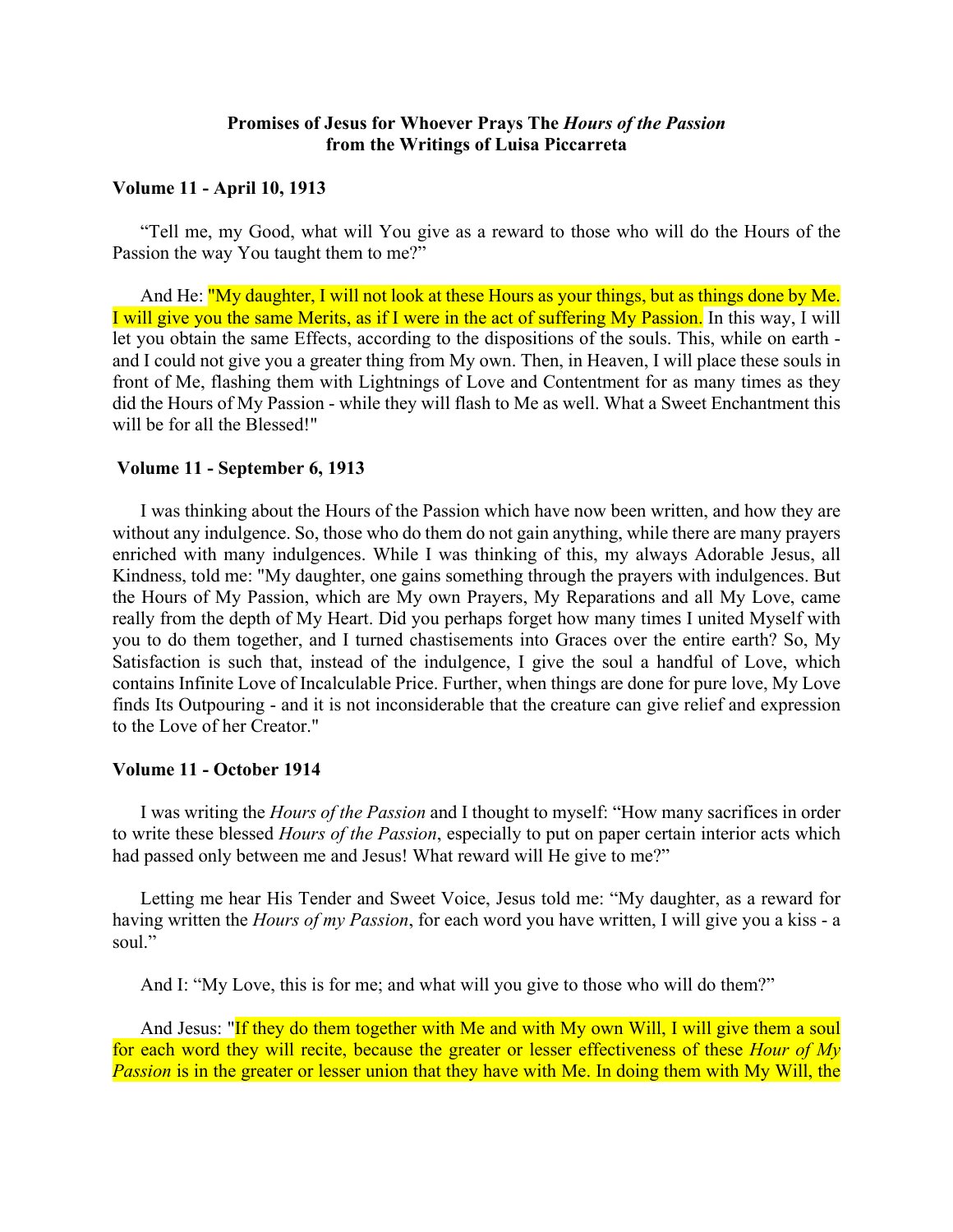## Promises of Jesus for Whoever Prays The *Hours of the Passion* from the Writings of Luisa Piccarreta

### Volume 11 - April 10, 1913

"Tell me, my Good, what will You give as a reward to those who will do the Hours of the Passion the way You taught them to me?"

And He: "My daughter, I will not look at these Hours as your things, but as things done by Me. I will give you the same Merits, as if I were in the act of suffering My Passion. In this way, I will let you obtain the same Effects, according to the dispositions of the souls. This, while on earth - and I could not give you a greater thing from My own. Then, in Heaven, I will place these souls in front of Me, flashing them with Lightnings of Love and Contentment for as many times as they did the Hours of My Passion - while they will flash to Me as well. What a Sweet Enchantment this will be for all the Blessed!"

### Volume 11 - September 6, 1913

I was thinking about the Hours of the Passion which have now been written, and how they are without any indulgence. So, those who do them do not gain anything, while there are many prayers enriched with many indulgences. While I was thinking of this, my always Adorable Jesus, all Kindness, told me: "My daughter, one gains something through the prayers with indulgences. But the Hours of My Passion, which are My own Prayers, My Reparations and all My Love, came really from the depth of My Heart. Did you perhaps forget how many times I united Myself with you to do them together, and I turned chastisements into Graces over the entire earth? So, My Satisfaction is such that, instead of the indulgence, I give the soul a handful of Love, which contains Infinite Love of Incalculable Price. Further, when things are done for pure love, My Love finds Its Outpouring - and it is not inconsiderable that the creature can give relief and expression to the Love of her Creator."

### Volume 11 - October 1914

I was writing the *Hours of the Passion* and I thought to myself: "How many sacrifices in order to write these blessed *Hours of the Passion*, especially to put on paper certain interior acts which had passed only between me and Jesus! What reward will He give to me?"

Letting me hear His Tender and Sweet Voice, Jesus told me: "My daughter, as a reward for having written the *Hours of my Passion*, for each word you have written, I will give you a kiss - a soul."

And I: "My Love, this is for me; and what will you give to those who will do them?"

And Jesus: "If they do them together with Me and with My own Will, I will give them a soul for each word they will recite, because the greater or lesser effectiveness of these *Hour of My Passion* is in the greater or lesser union that they have with Me. In doing them with My Will, the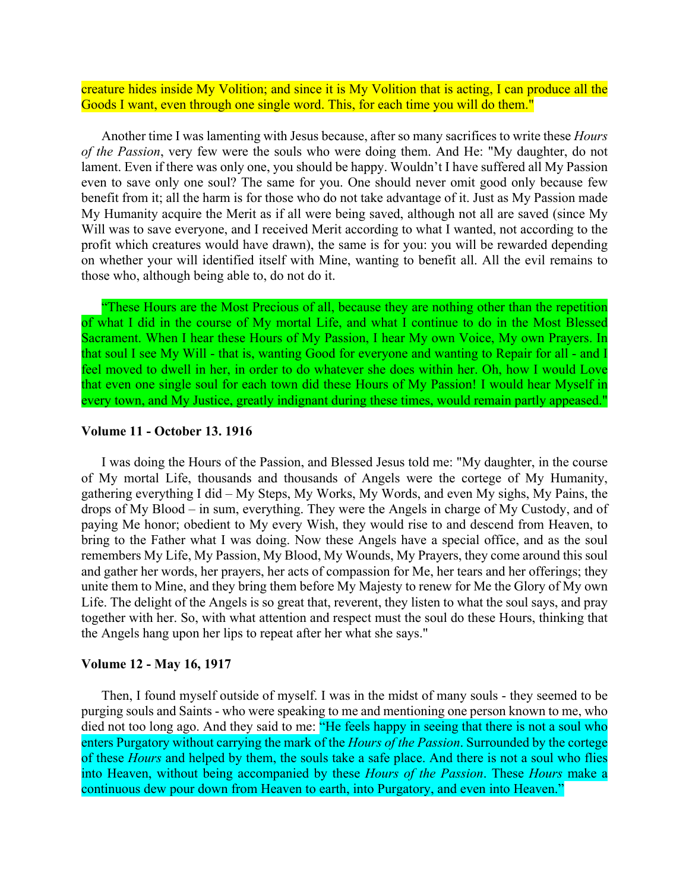creature hides inside My Volition; and since it is My Volition that is acting, I can produce all the Goods I want, even through one single word. This, for each time you will do them."

Another time I was lamenting with Jesus because, after so many sacrifices to write these *Hours of the Passion*, very few were the souls who were doing them. And He: "My daughter, do not lament. Even if there was only one, you should be happy. Wouldn't I have suffered all My Passion even to save only one soul? The same for you. One should never omit good only because few benefit from it; all the harm is for those who do not take advantage of it. Just as My Passion made My Humanity acquire the Merit as if all were being saved, although not all are saved (since My Will was to save everyone, and I received Merit according to what I wanted, not according to the profit which creatures would have drawn), the same is for you: you will be rewarded depending on whether your will identified itself with Mine, wanting to benefit all. All the evil remains to those who, although being able to, do not do it.

"These Hours are the Most Precious of all, because they are nothing other than the repetition of what I did in the course of My mortal Life, and what I continue to do in the Most Blessed Sacrament. When I hear these Hours of My Passion, I hear My own Voice, My own Prayers. In that soul I see My Will - that is, wanting Good for everyone and wanting to Repair for all - and I feel moved to dwell in her, in order to do whatever she does within her. Oh, how I would Love that even one single soul for each town did these Hours of My Passion! I would hear Myself in every town, and My Justice, greatly indignant during these times, would remain partly appeased."

**Volume 11 - October 13. 1916**

I was doing the Hours of the Passion, and Blessed Jesus told me: "My daughter, in the course of My mortal Life, thousands and thousands of Angels were the cortege of My Humanity, gathering everything I did – My Steps, My Works, My Words, and even My sighs, My Pains, the drops of My Blood – in sum, everything. They were the Angels in charge of My Custody, and of paying Me honor; obedient to My every Wish, they would rise to and descend from Heaven, to bring to the Father what I was doing. Now these Angels have a special office, and as the soul remembers My Life, My Passion, My Blood, My Wounds, My Prayers, they come around this soul and gather her words, her prayers, her acts of compassion for Me, her tears and her offerings; they unite them to Mine, and they bring them before My Majesty to renew for Me the Glory of My own Life. The delight of the Angels is so great that, reverent, they listen to what the soul says, and pray together with her. So, with what attention and respect must the soul do these Hours, thinking that the Angels hang upon her lips to repeat after her what she says."

**Volume 12 - May 16, 1917**

Then, I found myself outside of myself. I was in the midst of many souls - they seemed to be purging souls and Saints - who were speaking to me and mentioning one person known to me, who died not too long ago. And they said to me: "He feels happy in seeing that there is not a soul who enters Purgatory without carrying the mark of the *Hours of the Passion*. Surrounded by the cortege of these *Hours* and helped by them, the souls take a safe place. And there is not a soul who flies into Heaven, without being accompanied by these *Hours of the Passion*. These *Hours* make a continuous dew pour down from Heaven to earth, into Purgatory, and even into Heaven."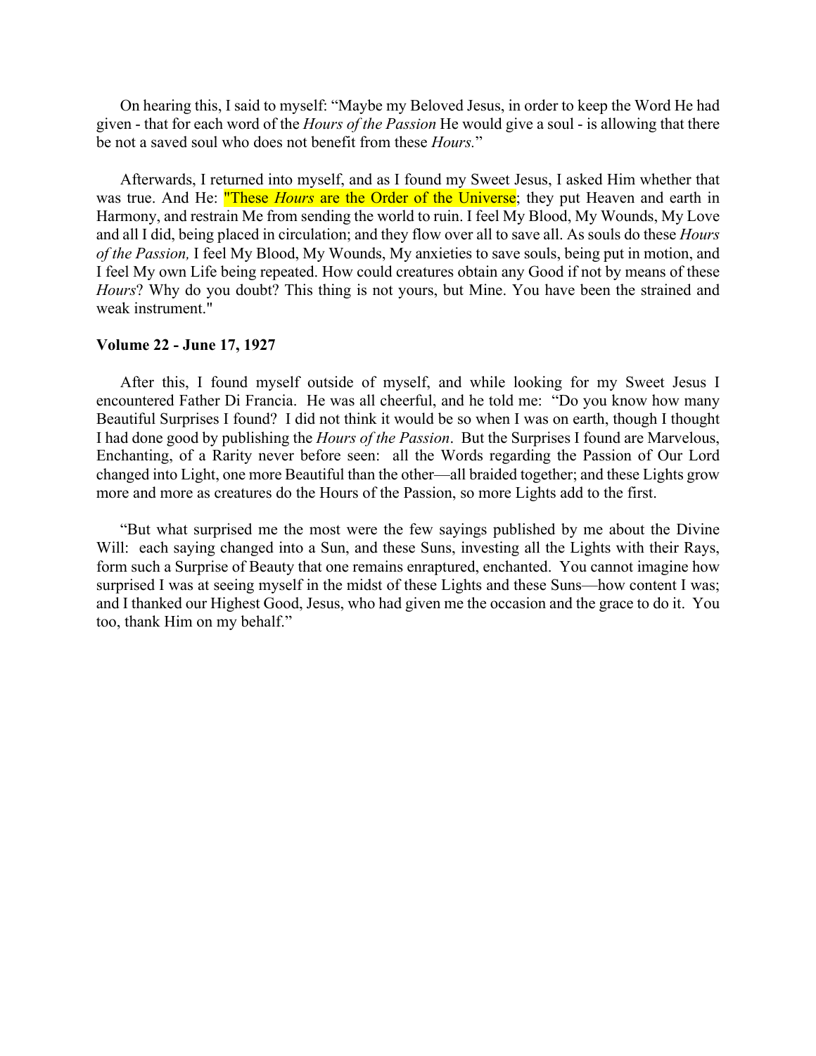On hearing this, I said to myself: "Maybe my Beloved Jesus, in order to keep the Word He had given - that for each word of the *Hours of the Passion* He would give a soul - is allowing that there be not a saved soul who does not benefit from these *Hours.*"

Afterwards, I returned into myself, and as I found my Sweet Jesus, I asked Him whether that was true. And He: "These *Hours* are the Order of the Universe; they put Heaven and earth in Harmony, and restrain Me from sending the world to ruin. I feel My Blood, My Wounds, My Love and all I did, being placed in circulation; and they flow over all to save all. As souls do these *Hours of the Passion,* I feel My Blood, My Wounds, My anxieties to save souls, being put in motion, and I feel My own Life being repeated. How could creatures obtain any Good if not by means of these *Hours*? Why do you doubt? This thing is not yours, but Mine. You have been the strained and weak instrument."

**Volume 22 - June 17, 1927**

After this, I found myself outside of myself, and while looking for my Sweet Jesus I encountered Father Di Francia. He was all cheerful, and he told me: "Do you know how many Beautiful Surprises I found? I did not think it would be so when I was on earth, though I thought I had done good by publishing the *Hours of the Passion*. But the Surprises I found are Marvelous, Enchanting, of a Rarity never before seen: all the Words regarding the Passion of Our Lord changed into Light, one more Beautiful than the other—all braided together; and these Lights grow more and more as creatures do the Hours of the Passion, so more Lights add to the first.

"But what surprised me the most were the few sayings published by me about the Divine Will: each saying changed into a Sun, and these Suns, investing all the Lights with their Rays, form such a Surprise of Beauty that one remains enraptured, enchanted. You cannot imagine how surprised I was at seeing myself in the midst of these Lights and these Suns—how content I was; and I thanked our Highest Good, Jesus, who had given me the occasion and the grace to do it. You too, thank Him on my behalf."